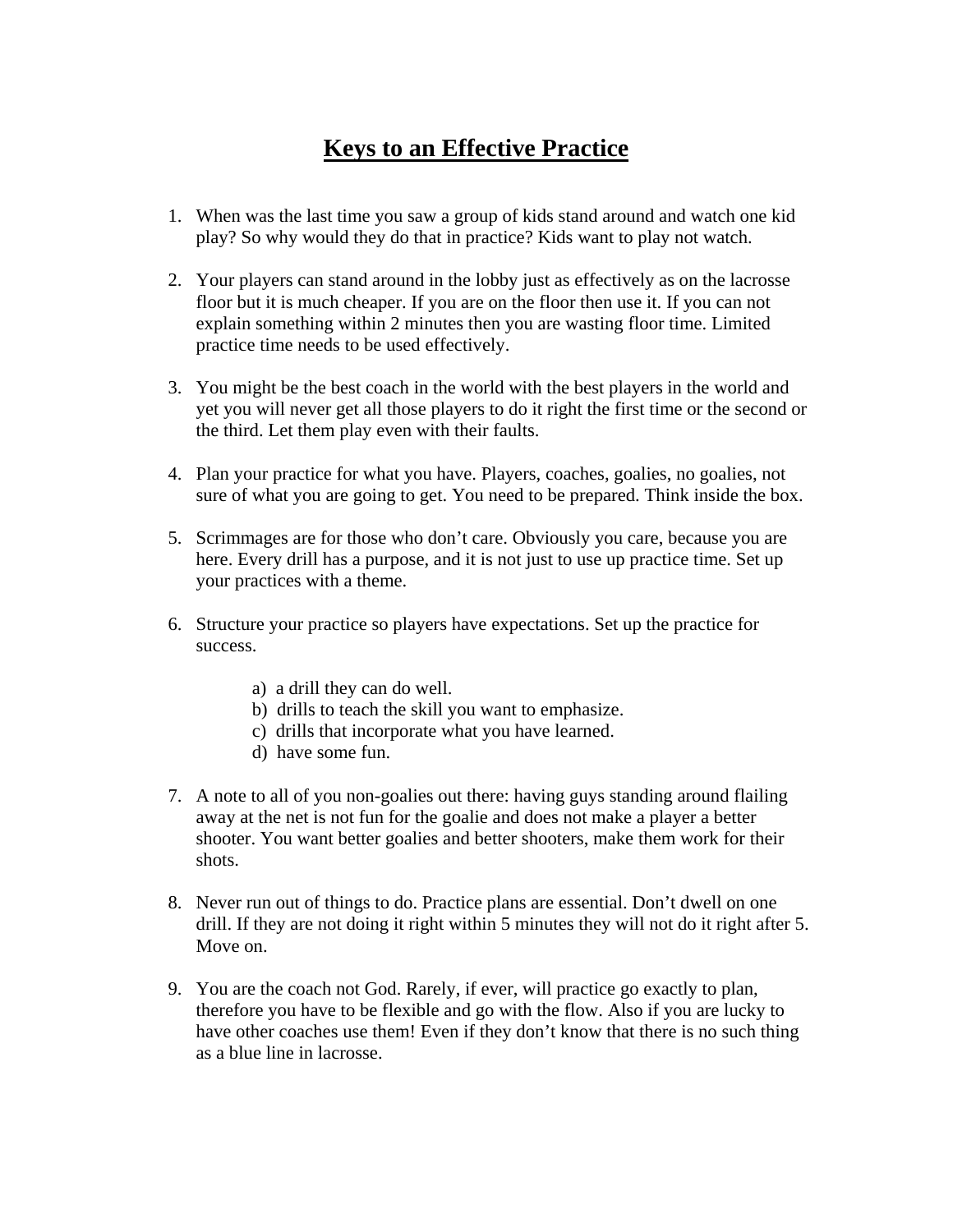# Keys to an Effective Practice

1. When was the last time you saw a group of kids stand around and watch one kid play? So why would they do that in practice? Kids want to play not watch.

2. Your players can stand around in the lobby just as effectively as on the lacrosse floor but it is much cheaper. If you are on the floor then use it. If you can not explain something within 2 minutes then you are wasting floor time. Limited practice time needs to be used effectively.

3. You might be the best coach in the world with the best players in the world and yet you will never get all those players to do it right the first time or the second or the third. Let them play even with their faults.

4. Plan your practice for what you have. Players, coaches, goalies, no goalies, not sure of what you are going to get. You need to be prepared. Think inside the box.

5. Scrimmages are for those who don't care. Obviously you care, because you are here. Every drill has a purpose, and it is not just to use up practice time. Set up your practices with a theme.

6. Structure your practice so players have expectations. Set up the practice for success.

   a) a drill they can do well.
   b) drills to teach the skill you want to emphasize.
   c) drills that incorporate what you have learned.
   d) have some fun.

7. A note to all of you non-goalies out there: having guys standing around flailing away at the net is not fun for the goalie and does not make a player a better shooter. You want better goalies and better shooters, make them work for their shots.

8. Never run out of things to do. Practice plans are essential. Don't dwell on one drill. If they are not doing it right within 5 minutes they will not do it right after 5. Move on.

9. You are the coach not God. Rarely, if ever, will practice go exactly to plan, therefore you have to be flexible and go with the flow. Also if you are lucky to have other coaches use them! Even if they don't know that there is no such thing as a blue line in lacrosse.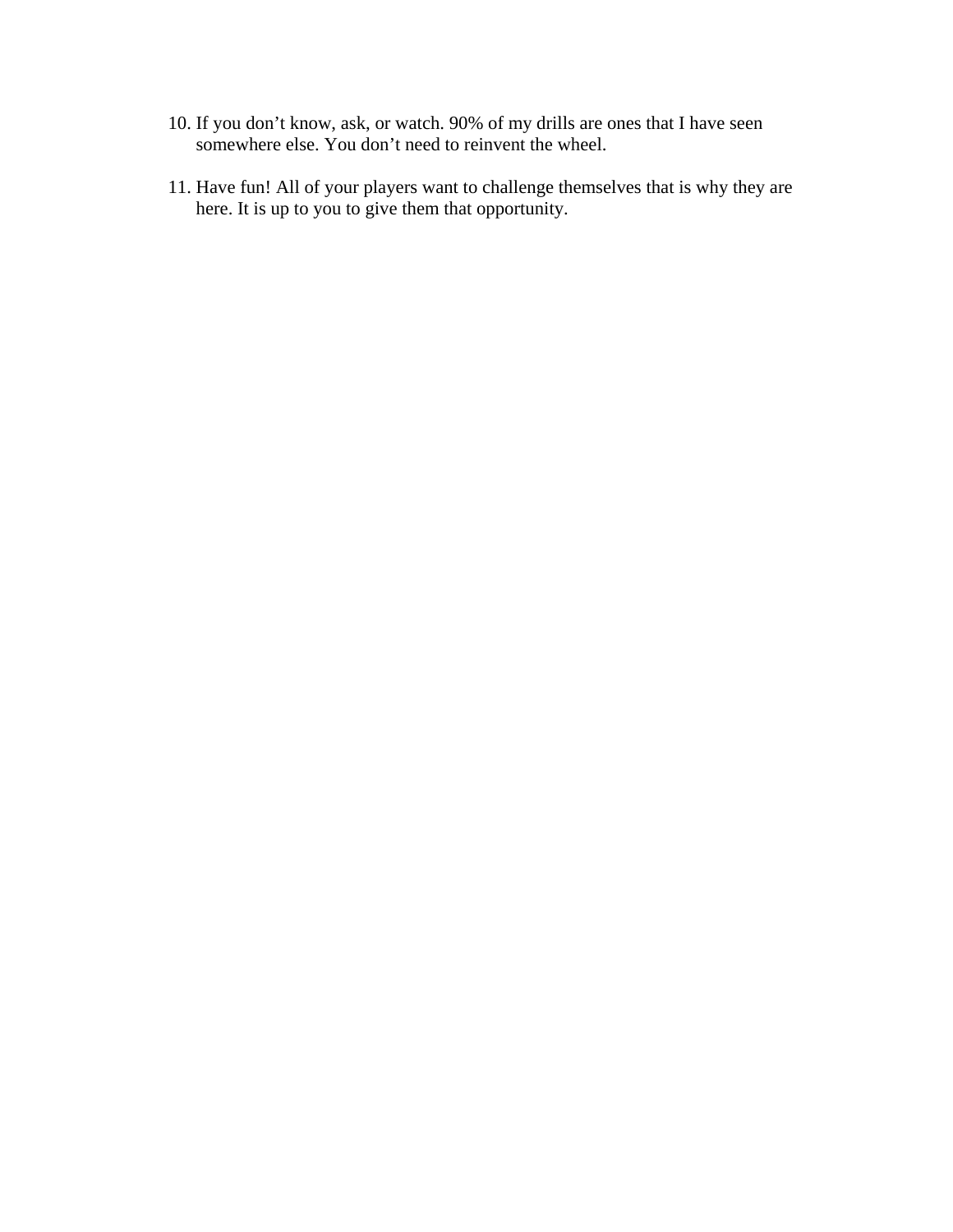10. If you don’t know, ask, or watch. 90% of my drills are ones that I have seen somewhere else. You don’t need to reinvent the wheel.

11. Have fun! All of your players want to challenge themselves that is why they are here. It is up to you to give them that opportunity.